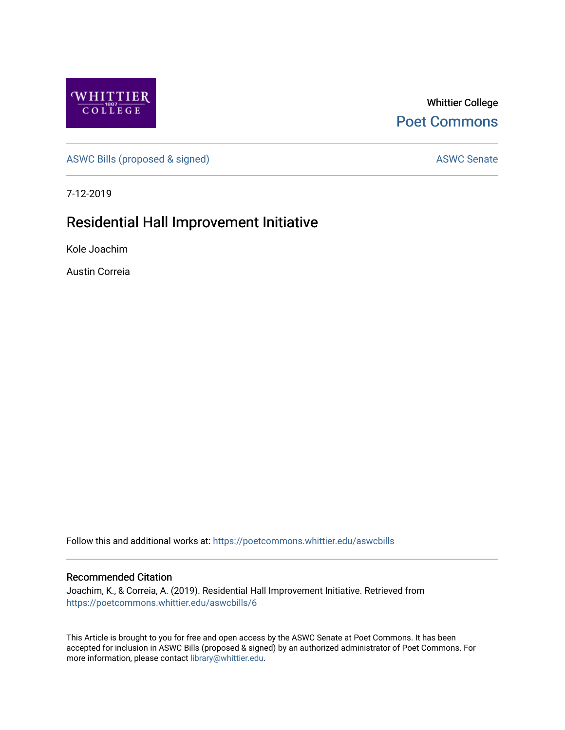Whittier College

Poet Commons

ASWC Bills (proposed & signed)

ASWC Senate

7-12-2019

# Residential Hall Improvement Initiative

Kole Joachim

Austin Correia

Follow this and additional works at: https://poetcommons.whittier.edu/aswcbills

## Recommended Citation

Joachim, K., & Correia, A. (2019). Residential Hall Improvement Initiative. Retrieved from https://poetcommons.whittier.edu/aswcbills/6

This Article is brought to you for free and open access by the ASWC Senate at Poet Commons. It has been accepted for inclusion in ASWC Bills (proposed & signed) by an authorized administrator of Poet Commons. For more information, please contact library@whittier.edu.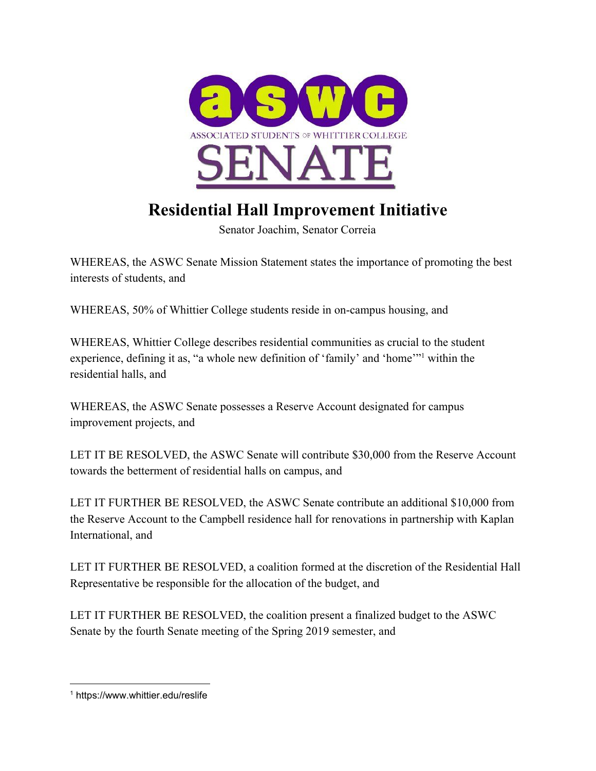ASSOCIATED STUDENTS OF WHITTIER COLLEGE SENATE

# Residential Hall Improvement Initiative

Senator Joachim, Senator Correia

WHEREAS, the ASWC Senate Mission Statement states the importance of promoting the best interests of students, and

WHEREAS, 50% of Whittier College students reside in on-campus housing, and

WHEREAS, Whittier College describes residential communities as crucial to the student experience, defining it as, "a whole new definition of 'family' and 'home'"[1] within the residential halls, and

WHEREAS, the ASWC Senate possesses a Reserve Account designated for campus improvement projects, and

LET IT BE RESOLVED, the ASWC Senate will contribute $30,000 from the Reserve Account towards the betterment of residential halls on campus, and

LET IT FURTHER BE RESOLVED, the ASWC Senate contribute an additional $10,000 from the Reserve Account to the Campbell residence hall for renovations in partnership with Kaplan International, and

LET IT FURTHER BE RESOLVED, a coalition formed at the discretion of the Residential Hall Representative be responsible for the allocation of the budget, and

LET IT FURTHER BE RESOLVED, the coalition present a finalized budget to the ASWC Senate by the fourth Senate meeting of the Spring 2019 semester, and

---

[1] https://www.whittier.edu/reslife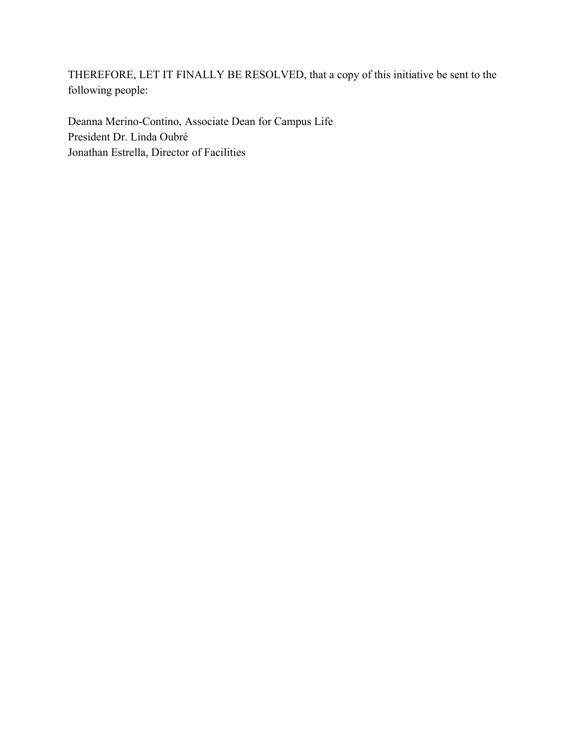THEREFORE, LET IT FINALLY BE RESOLVED, that a copy of this initiative be sent to the following people:

Deanna Merino-Contino, Associate Dean for Campus Life
President Dr. Linda Oubré
Jonathan Estrella, Director of Facilities